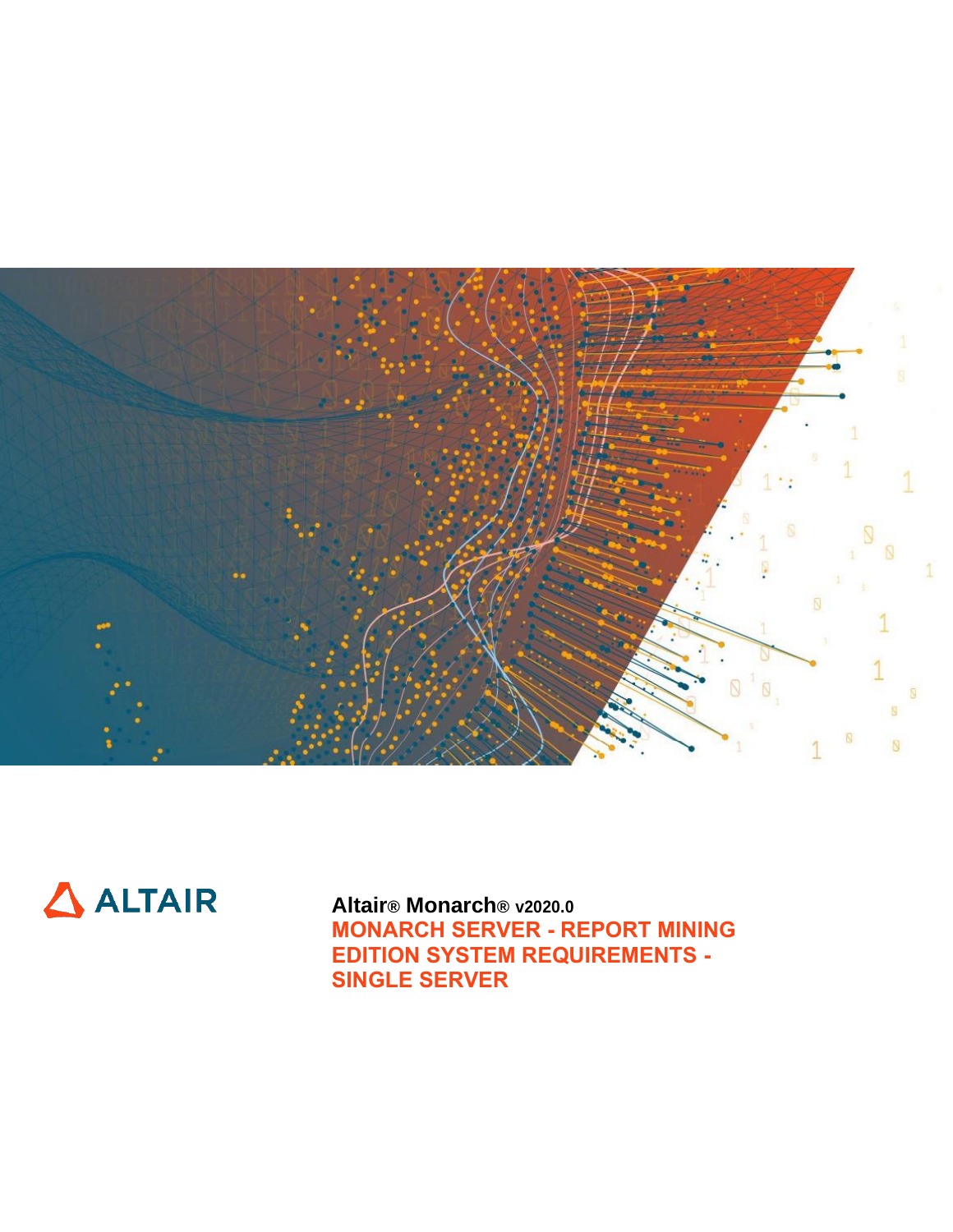ALTAIR

**Altair® Monarch® v2020.0**

# MONARCH SERVER - REPORT MINING EDITION SYSTEM REQUIREMENTS - SINGLE SERVER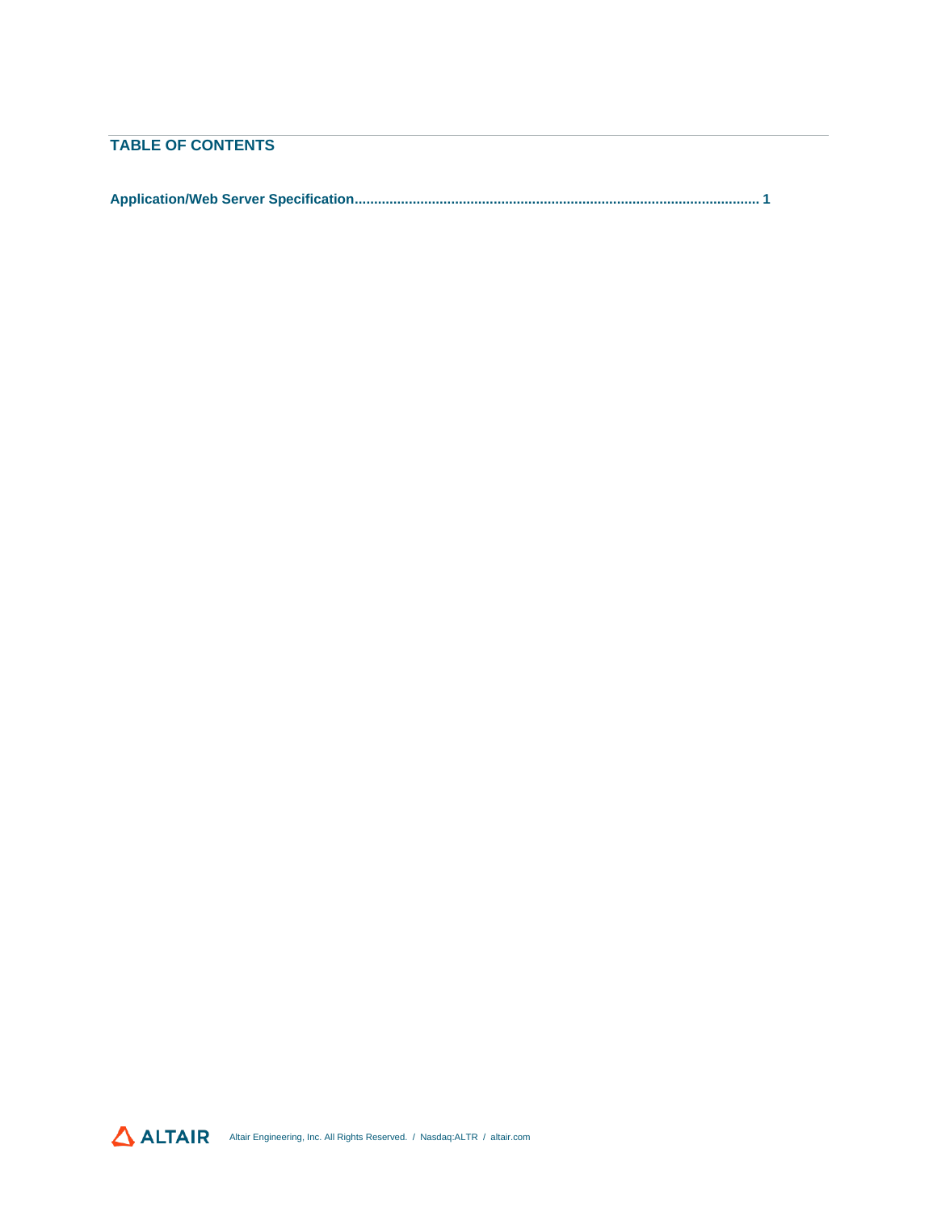## TABLE OF CONTENTS

**Application/Web Server Specification........................................................................................................ 1**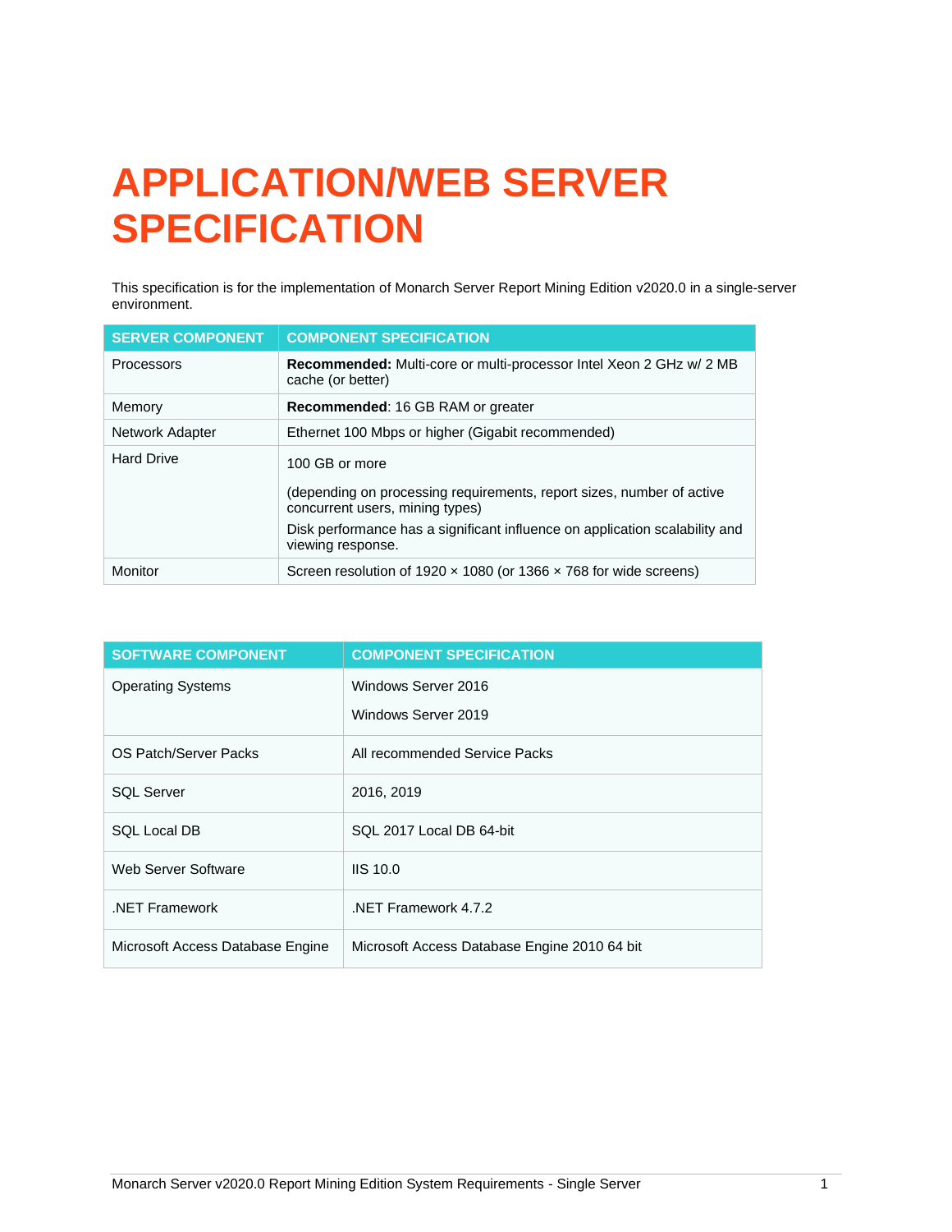# APPLICATION/WEB SERVER SPECIFICATION

This specification is for the implementation of Monarch Server Report Mining Edition v2020.0 in a single-server environment.

| SERVER COMPONENT | COMPONENT SPECIFICATION |
|---|---|
| Processors | **Recommended:** Multi-core or multi-processor Intel Xeon 2 GHz w/ 2 MB cache (or better) |
| Memory | **Recommended**: 16 GB RAM or greater |
| Network Adapter | Ethernet 100 Mbps or higher (Gigabit recommended) |
| Hard Drive | 100 GB or more<br><br>(depending on processing requirements, report sizes, number of active concurrent users, mining types)<br>Disk performance has a significant influence on application scalability and viewing response. |
| Monitor | Screen resolution of 1920 × 1080 (or 1366 × 768 for wide screens) |

| SOFTWARE COMPONENT | COMPONENT SPECIFICATION |
|---|---|
| Operating Systems | Windows Server 2016<br><br>Windows Server 2019 |
| OS Patch/Server Packs | All recommended Service Packs |
| SQL Server | 2016, 2019 |
| SQL Local DB | SQL 2017 Local DB 64-bit |
| Web Server Software | IIS 10.0 |
| .NET Framework | .NET Framework 4.7.2 |
| Microsoft Access Database Engine | Microsoft Access Database Engine 2010 64 bit |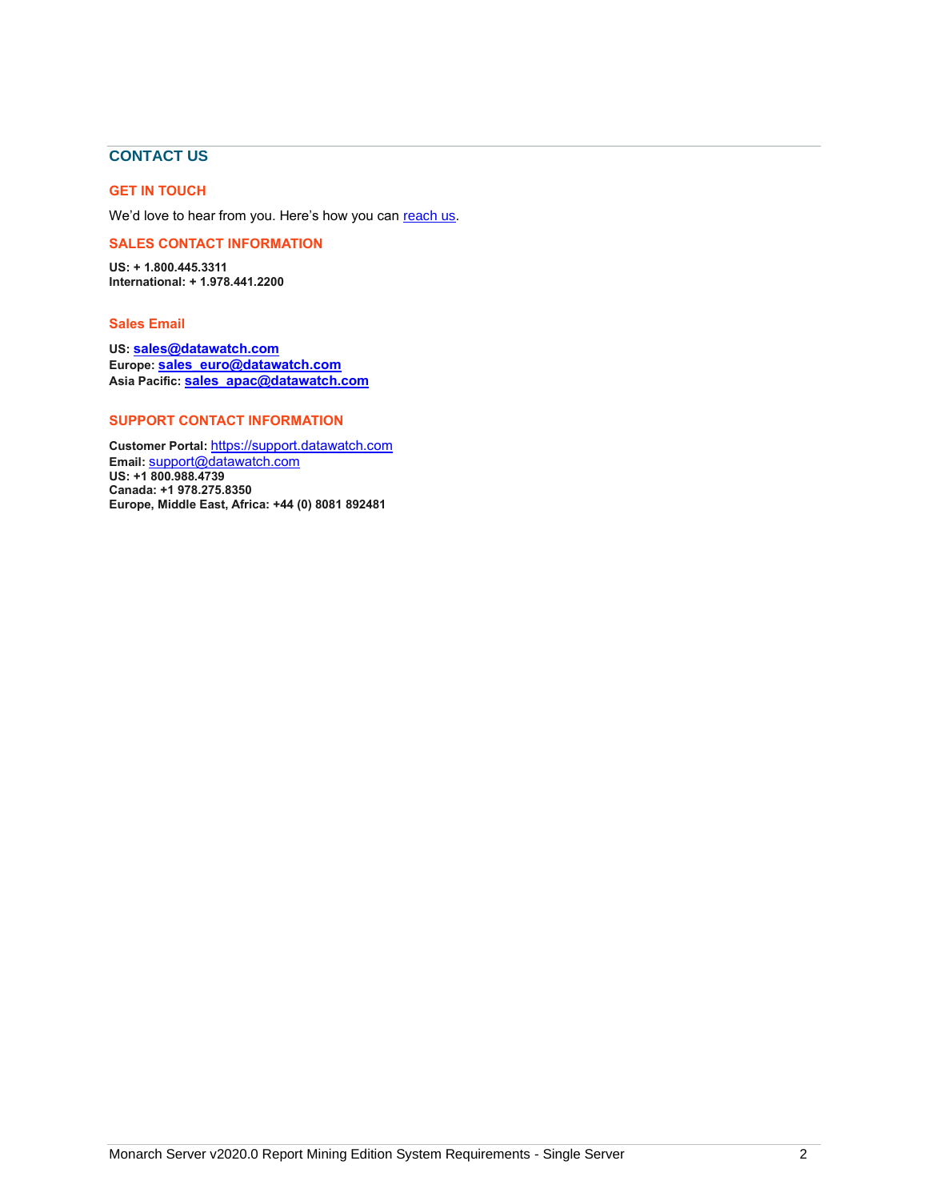# CONTACT US

## GET IN TOUCH

We'd love to hear from you. Here's how you can reach us.

## SALES CONTACT INFORMATION

**US: + 1.800.445.3311**
**International: + 1.978.441.2200**

## Sales Email

**US: sales@datawatch.com**
**Europe: sales_euro@datawatch.com**
**Asia Pacific: sales_apac@datawatch.com**

## SUPPORT CONTACT INFORMATION

**Customer Portal:** https://support.datawatch.com
**Email:** support@datawatch.com
**US: +1 800.988.4739**
**Canada: +1 978.275.8350**
**Europe, Middle East, Africa: +44 (0) 8081 892481**